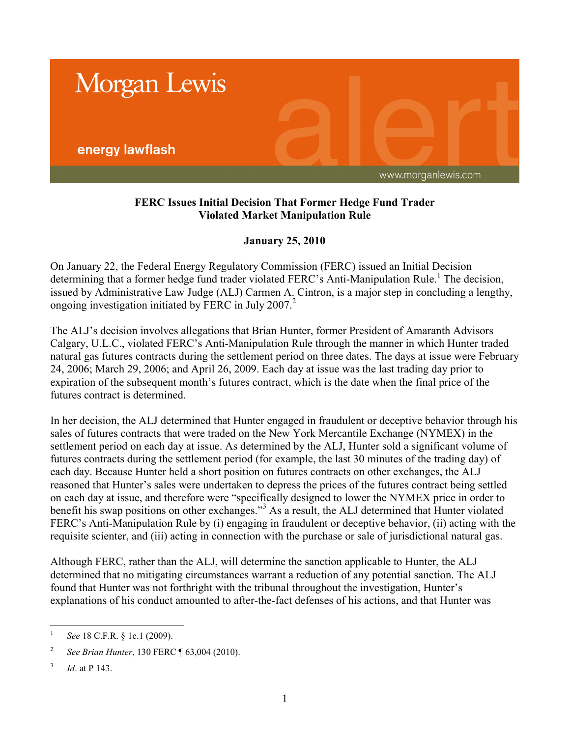Morgan Lewis

energy lawflash

www.morganlewis.com

**FERC Issues Initial Decision That Former Hedge Fund Trader Violated Market Manipulation Rule**

**January 25, 2010**

On January 22, the Federal Energy Regulatory Commission (FERC) issued an Initial Decision determining that a former hedge fund trader violated FERC's Anti-Manipulation Rule.[1] The decision, issued by Administrative Law Judge (ALJ) Carmen A. Cintron, is a major step in concluding a lengthy, ongoing investigation initiated by FERC in July 2007.[2]

The ALJ's decision involves allegations that Brian Hunter, former President of Amaranth Advisors Calgary, U.L.C., violated FERC's Anti-Manipulation Rule through the manner in which Hunter traded natural gas futures contracts during the settlement period on three dates. The days at issue were February 24, 2006; March 29, 2006; and April 26, 2009. Each day at issue was the last trading day prior to expiration of the subsequent month's futures contract, which is the date when the final price of the futures contract is determined.

In her decision, the ALJ determined that Hunter engaged in fraudulent or deceptive behavior through his sales of futures contracts that were traded on the New York Mercantile Exchange (NYMEX) in the settlement period on each day at issue. As determined by the ALJ, Hunter sold a significant volume of futures contracts during the settlement period (for example, the last 30 minutes of the trading day) of each day. Because Hunter held a short position on futures contracts on other exchanges, the ALJ reasoned that Hunter's sales were undertaken to depress the prices of the futures contract being settled on each day at issue, and therefore were "specifically designed to lower the NYMEX price in order to benefit his swap positions on other exchanges."[3] As a result, the ALJ determined that Hunter violated FERC's Anti-Manipulation Rule by (i) engaging in fraudulent or deceptive behavior, (ii) acting with the requisite scienter, and (iii) acting in connection with the purchase or sale of jurisdictional natural gas.

Although FERC, rather than the ALJ, will determine the sanction applicable to Hunter, the ALJ determined that no mitigating circumstances warrant a reduction of any potential sanction. The ALJ found that Hunter was not forthright with the tribunal throughout the investigation, Hunter's explanations of his conduct amounted to after-the-fact defenses of his actions, and that Hunter was

---

1 *See* 18 C.F.R. § 1c.1 (2009).

2 *See Brian Hunter*, 130 FERC ¶ 63,004 (2010).

3 *Id*. at P 143.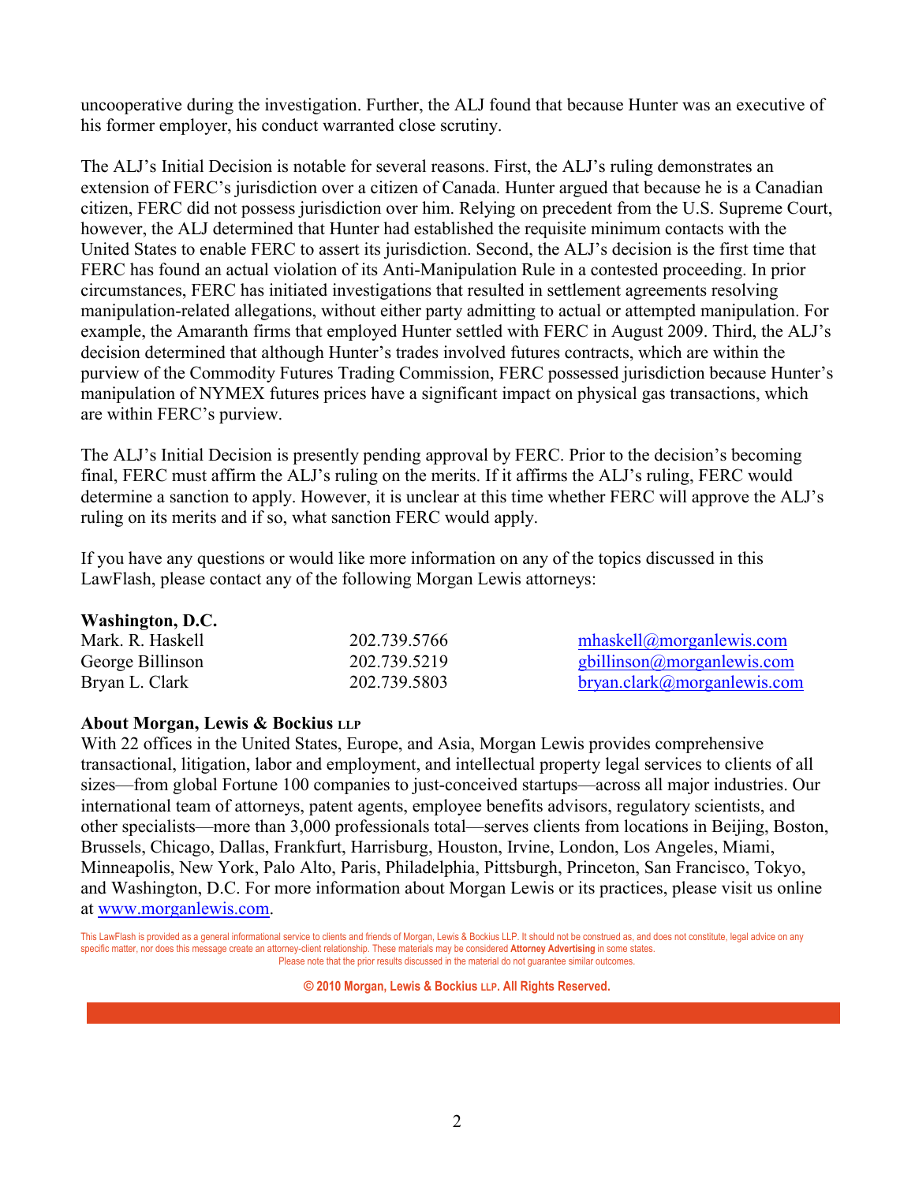uncooperative during the investigation. Further, the ALJ found that because Hunter was an executive of his former employer, his conduct warranted close scrutiny.

The ALJ's Initial Decision is notable for several reasons. First, the ALJ's ruling demonstrates an extension of FERC's jurisdiction over a citizen of Canada. Hunter argued that because he is a Canadian citizen, FERC did not possess jurisdiction over him. Relying on precedent from the U.S. Supreme Court, however, the ALJ determined that Hunter had established the requisite minimum contacts with the United States to enable FERC to assert its jurisdiction. Second, the ALJ's decision is the first time that FERC has found an actual violation of its Anti-Manipulation Rule in a contested proceeding. In prior circumstances, FERC has initiated investigations that resulted in settlement agreements resolving manipulation-related allegations, without either party admitting to actual or attempted manipulation. For example, the Amaranth firms that employed Hunter settled with FERC in August 2009. Third, the ALJ's decision determined that although Hunter's trades involved futures contracts, which are within the purview of the Commodity Futures Trading Commission, FERC possessed jurisdiction because Hunter's manipulation of NYMEX futures prices have a significant impact on physical gas transactions, which are within FERC's purview.

The ALJ's Initial Decision is presently pending approval by FERC. Prior to the decision's becoming final, FERC must affirm the ALJ's ruling on the merits. If it affirms the ALJ's ruling, FERC would determine a sanction to apply. However, it is unclear at this time whether FERC will approve the ALJ's ruling on its merits and if so, what sanction FERC would apply.

If you have any questions or would like more information on any of the topics discussed in this LawFlash, please contact any of the following Morgan Lewis attorneys:

**Washington, D.C.**

| | | |
|---|---|---|
| Mark. R. Haskell | 202.739.5766 | mhaskell@morganlewis.com |
| George Billinson | 202.739.5219 | gbillinson@morganlewis.com |
| Bryan L. Clark | 202.739.5803 | bryan.clark@morganlewis.com |

**About Morgan, Lewis & Bockius LLP**

With 22 offices in the United States, Europe, and Asia, Morgan Lewis provides comprehensive transactional, litigation, labor and employment, and intellectual property legal services to clients of all sizes—from global Fortune 100 companies to just-conceived startups—across all major industries. Our international team of attorneys, patent agents, employee benefits advisors, regulatory scientists, and other specialists—more than 3,000 professionals total—serves clients from locations in Beijing, Boston, Brussels, Chicago, Dallas, Frankfurt, Harrisburg, Houston, Irvine, London, Los Angeles, Miami, Minneapolis, New York, Palo Alto, Paris, Philadelphia, Pittsburgh, Princeton, San Francisco, Tokyo, and Washington, D.C. For more information about Morgan Lewis or its practices, please visit us online at www.morganlewis.com.

This LawFlash is provided as a general informational service to clients and friends of Morgan, Lewis & Bockius LLP. It should not be construed as, and does not constitute, legal advice on any specific matter, nor does this message create an attorney-client relationship. These materials may be considered **Attorney Advertising** in some states. Please note that the prior results discussed in the material do not guarantee similar outcomes.

**© 2010 Morgan, Lewis & Bockius LLP. All Rights Reserved.**